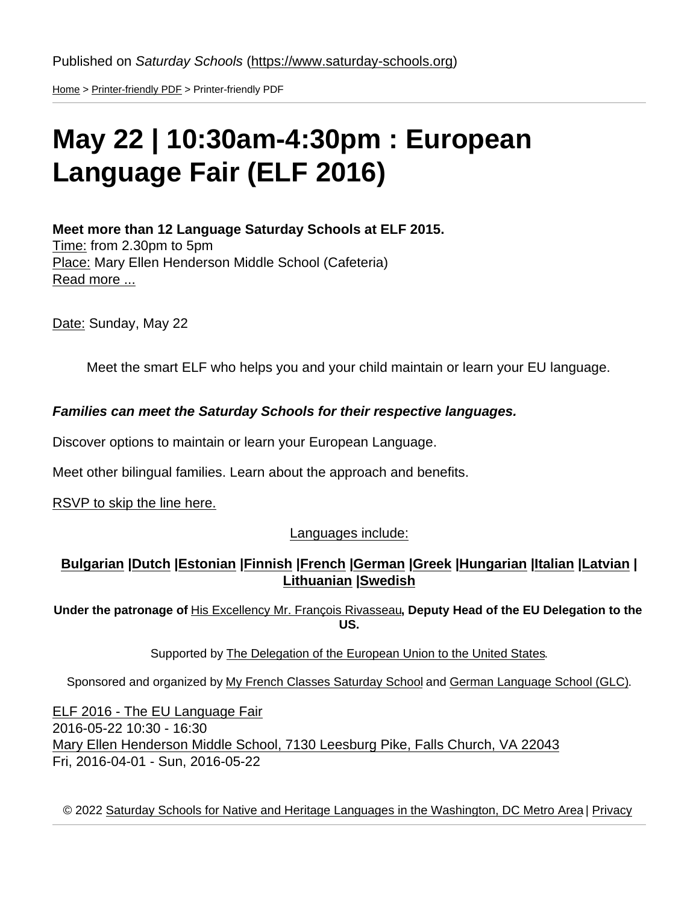Published on *Saturday Schools* (https://www.saturday-schools.org)

Home > Printer-friendly PDF > Printer-friendly PDF

# May 22 | 10:30am-4:30pm : European Language Fair (ELF 2016)

**Meet more than 12 Language Saturday Schools at ELF 2015.**
Time: from 2.30pm to 5pm
Place: Mary Ellen Henderson Middle School (Cafeteria)
Read more ...

Date: Sunday, May 22

Meet the smart ELF who helps you and your child maintain or learn your EU language.

***Families can meet the Saturday Schools for their respective languages.***

Discover options to maintain or learn your European Language.

Meet other bilingual families. Learn about the approach and benefits.

RSVP to skip the line here.

Languages include:

**Bulgarian |Dutch |Estonian |Finnish |French |German |Greek |Hungarian |Italian |Latvian | Lithuanian |Swedish**

**Under the patronage of** His Excellency Mr. François Rivasseau**, Deputy Head of the EU Delegation to the US.**

Supported by The Delegation of the European Union to the United States.

Sponsored and organized by My French Classes Saturday School and German Language School (GLC).

ELF 2016 - The EU Language Fair
2016-05-22 10:30 - 16:30
Mary Ellen Henderson Middle School, 7130 Leesburg Pike, Falls Church, VA 22043
Fri, 2016-04-01 - Sun, 2016-05-22

© 2022 Saturday Schools for Native and Heritage Languages in the Washington, DC Metro Area | Privacy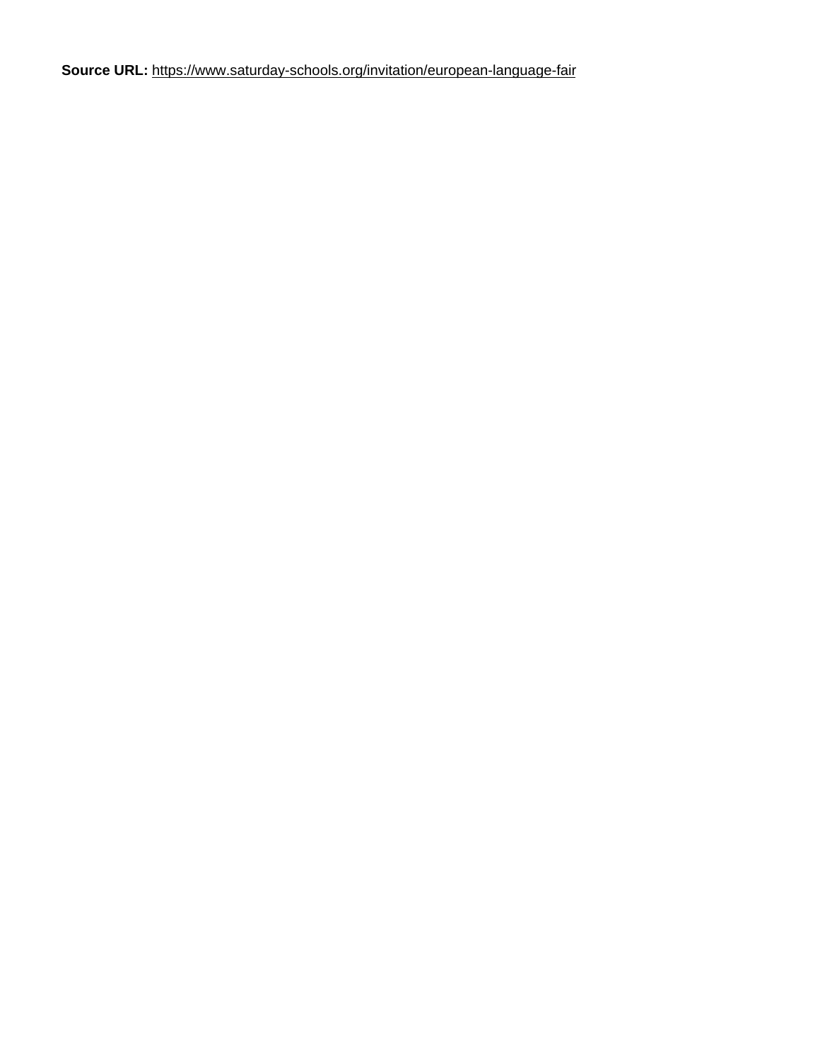**Source URL:** https://www.saturday-schools.org/invitation/european-language-fair